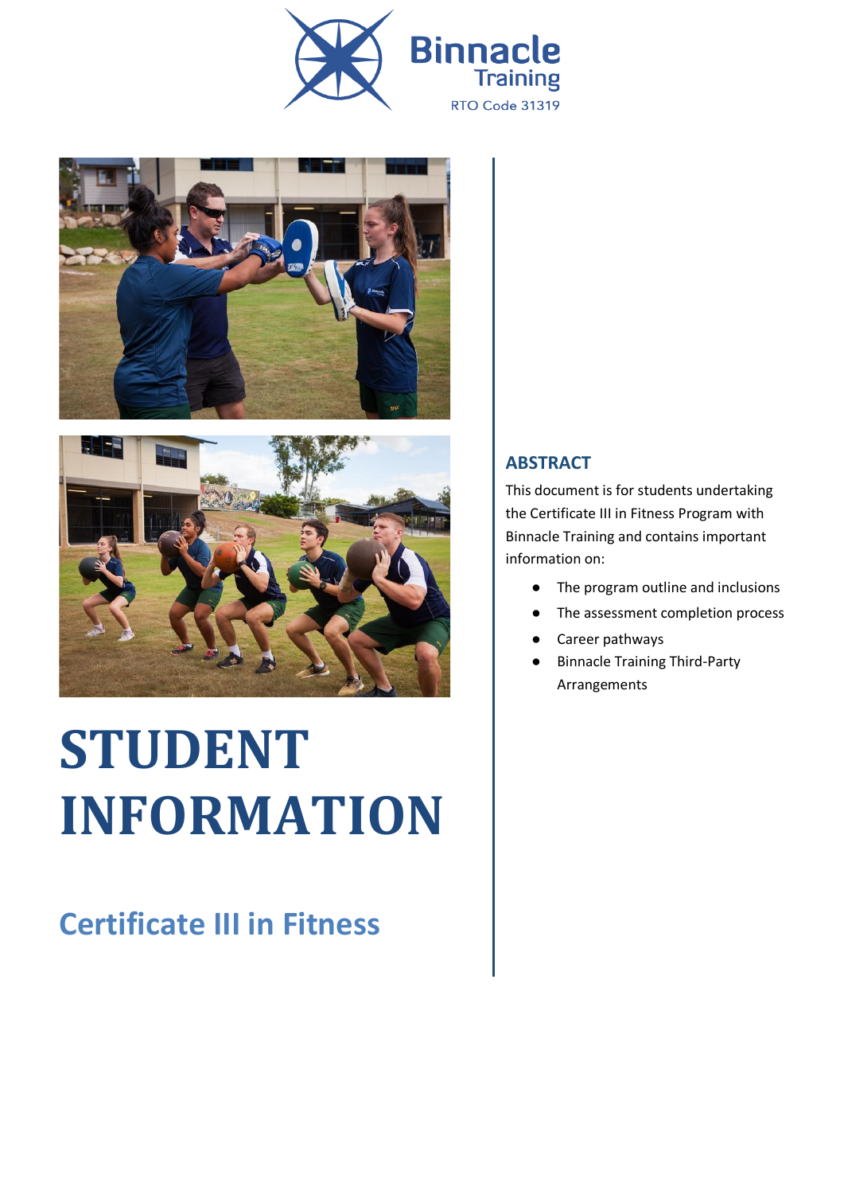Binnacle Training

RTO Code 31319

# STUDENT INFORMATION

## Certificate III in Fitness

### ABSTRACT

This document is for students undertaking the Certificate III in Fitness Program with Binnacle Training and contains important information on:

- The program outline and inclusions
- The assessment completion process
- Career pathways
- Binnacle Training Third-Party Arrangements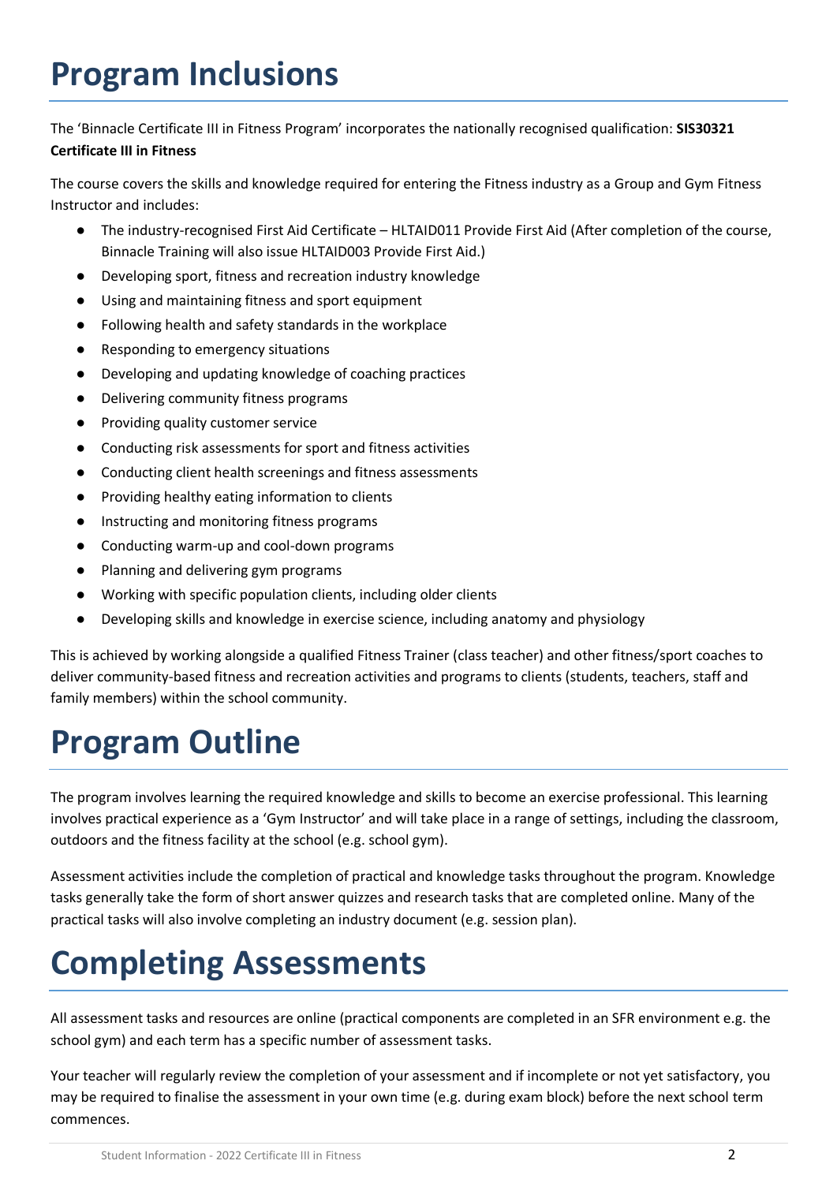# Program Inclusions

The 'Binnacle Certificate III in Fitness Program' incorporates the nationally recognised qualification: **SIS30321 Certificate III in Fitness**

The course covers the skills and knowledge required for entering the Fitness industry as a Group and Gym Fitness Instructor and includes:

- The industry-recognised First Aid Certificate – HLTAID011 Provide First Aid (After completion of the course, Binnacle Training will also issue HLTAID003 Provide First Aid.)
- Developing sport, fitness and recreation industry knowledge
- Using and maintaining fitness and sport equipment
- Following health and safety standards in the workplace
- Responding to emergency situations
- Developing and updating knowledge of coaching practices
- Delivering community fitness programs
- Providing quality customer service
- Conducting risk assessments for sport and fitness activities
- Conducting client health screenings and fitness assessments
- Providing healthy eating information to clients
- Instructing and monitoring fitness programs
- Conducting warm-up and cool-down programs
- Planning and delivering gym programs
- Working with specific population clients, including older clients
- Developing skills and knowledge in exercise science, including anatomy and physiology

This is achieved by working alongside a qualified Fitness Trainer (class teacher) and other fitness/sport coaches to deliver community-based fitness and recreation activities and programs to clients (students, teachers, staff and family members) within the school community.

# Program Outline

The program involves learning the required knowledge and skills to become an exercise professional. This learning involves practical experience as a 'Gym Instructor' and will take place in a range of settings, including the classroom, outdoors and the fitness facility at the school (e.g. school gym).

Assessment activities include the completion of practical and knowledge tasks throughout the program. Knowledge tasks generally take the form of short answer quizzes and research tasks that are completed online. Many of the practical tasks will also involve completing an industry document (e.g. session plan).

# Completing Assessments

All assessment tasks and resources are online (practical components are completed in an SFR environment e.g. the school gym) and each term has a specific number of assessment tasks.

Your teacher will regularly review the completion of your assessment and if incomplete or not yet satisfactory, you may be required to finalise the assessment in your own time (e.g. during exam block) before the next school term commences.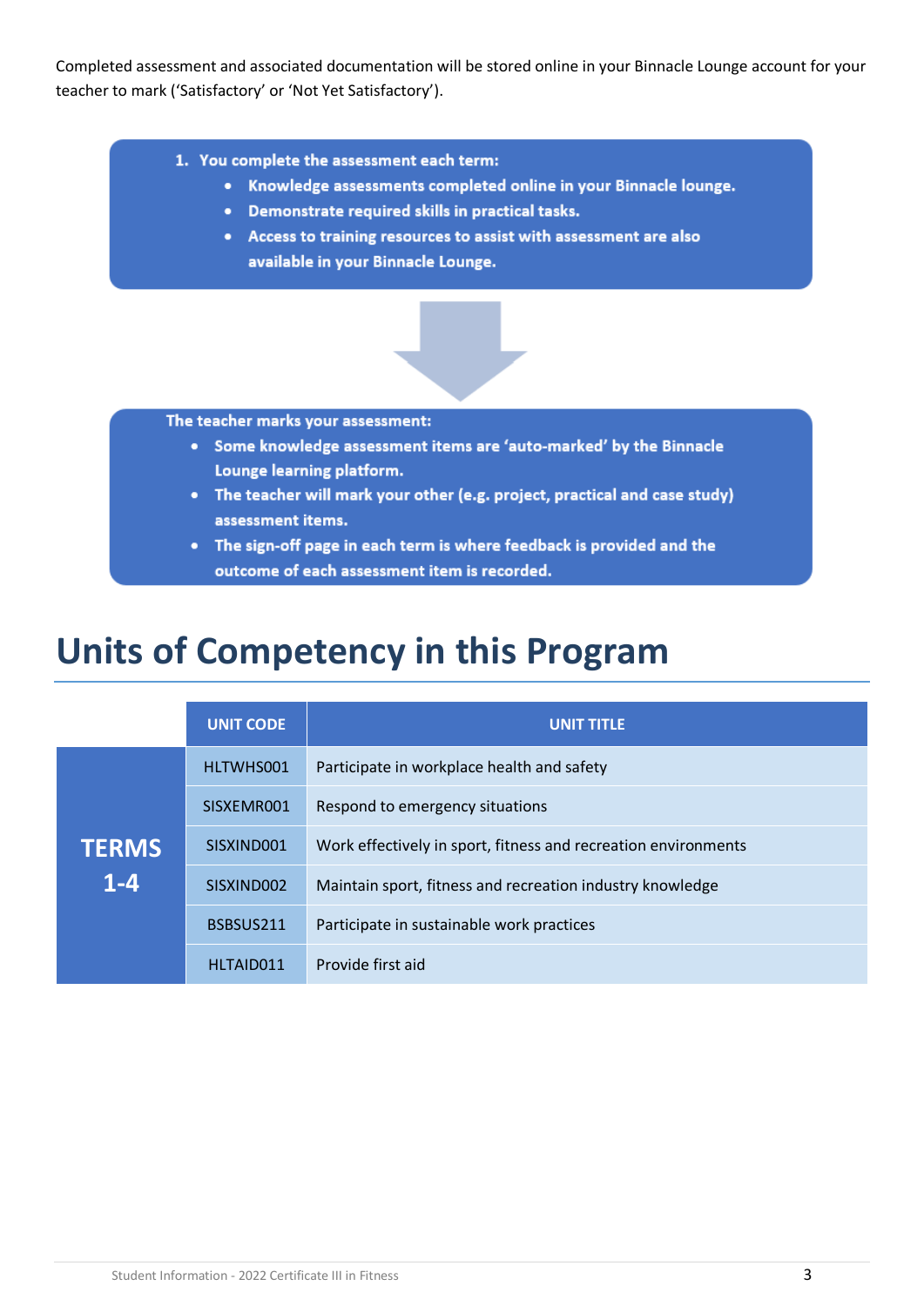Completed assessment and associated documentation will be stored online in your Binnacle Lounge account for your teacher to mark ('Satisfactory' or 'Not Yet Satisfactory').

1. **You complete the assessment each term:**
   - **Knowledge assessments completed online in your Binnacle lounge.**
   - **Demonstrate required skills in practical tasks.**
   - **Access to training resources to assist with assessment are also available in your Binnacle Lounge.**

**The teacher marks your assessment:**

- **Some knowledge assessment items are 'auto-marked' by the Binnacle Lounge learning platform.**
- **The teacher will mark your other (e.g. project, practical and case study) assessment items.**
- **The sign-off page in each term is where feedback is provided and the outcome of each assessment item is recorded.**

# Units of Competency in this Program

| | UNIT CODE | UNIT TITLE |
|---|---|---|
| **TERMS 1-4** | HLTWHS001 | Participate in workplace health and safety |
| | SISXEMR001 | Respond to emergency situations |
| | SISXIND001 | Work effectively in sport, fitness and recreation environments |
| | SISXIND002 | Maintain sport, fitness and recreation industry knowledge |
| | BSBSUS211 | Participate in sustainable work practices |
| | HLTAID011 | Provide first aid |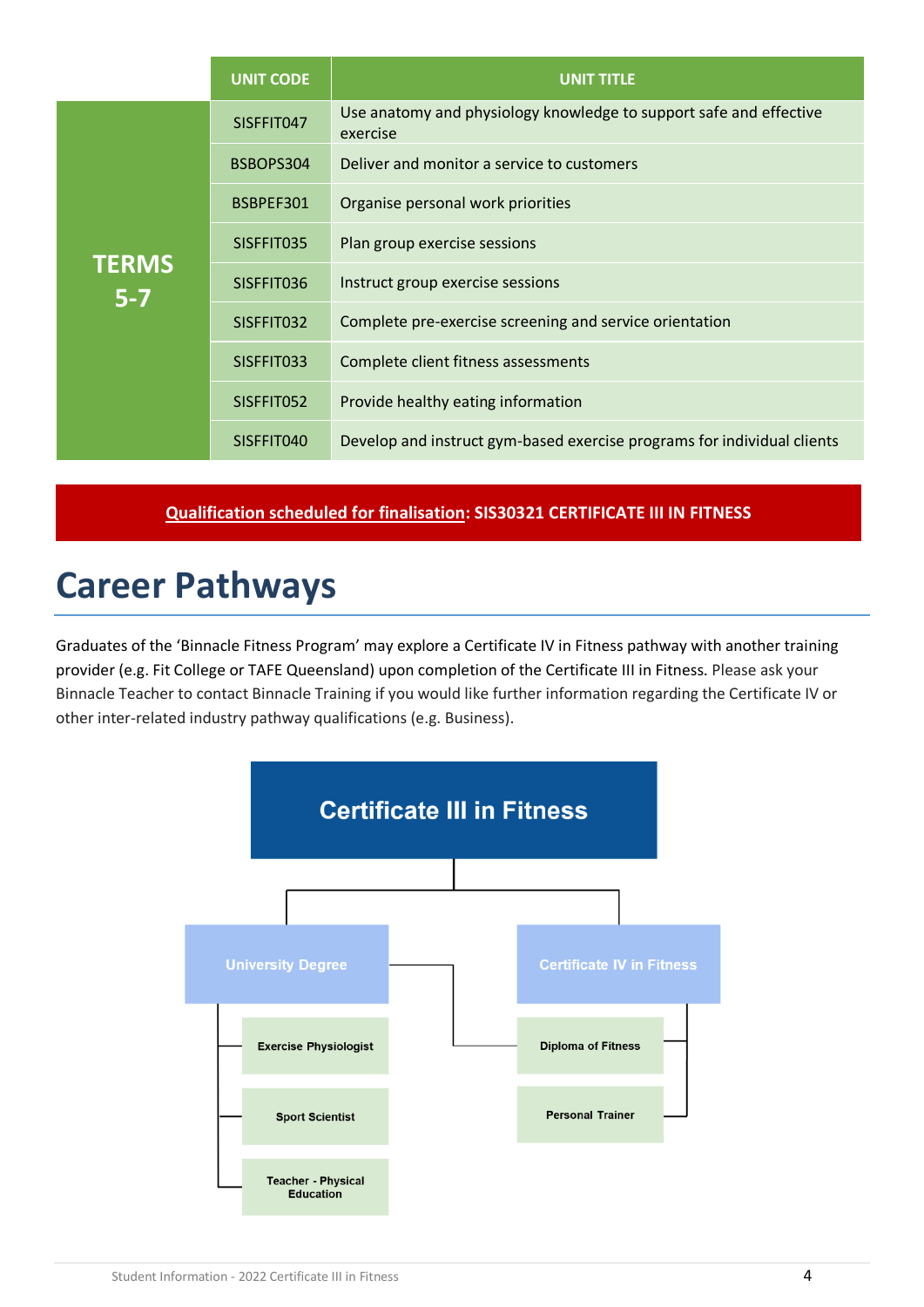| | UNIT CODE | UNIT TITLE |
|---|---|---|
| TERMS 5-7 | SISFFIT047 | Use anatomy and physiology knowledge to support safe and effective exercise |
| | BSBOPS304 | Deliver and monitor a service to customers |
| | BSBPEF301 | Organise personal work priorities |
| | SISFFIT035 | Plan group exercise sessions |
| | SISFFIT036 | Instruct group exercise sessions |
| | SISFFIT032 | Complete pre-exercise screening and service orientation |
| | SISFFIT033 | Complete client fitness assessments |
| | SISFFIT052 | Provide healthy eating information |
| | SISFFIT040 | Develop and instruct gym-based exercise programs for individual clients |

**Qualification scheduled for finalisation: SIS30321 CERTIFICATE III IN FITNESS**

# Career Pathways

Graduates of the 'Binnacle Fitness Program' may explore a Certificate IV in Fitness pathway with another training provider (e.g. Fit College or TAFE Queensland) upon completion of the Certificate III in Fitness. Please ask your Binnacle Teacher to contact Binnacle Training if you would like further information regarding the Certificate IV or other inter-related industry pathway qualifications (e.g. Business).

**Certificate III in Fitness**

- **University Degree**
  - Exercise Physiologist
  - Sport Scientist
  - Teacher - Physical Education
- **Certificate IV in Fitness**
  - Diploma of Fitness
  - Personal Trainer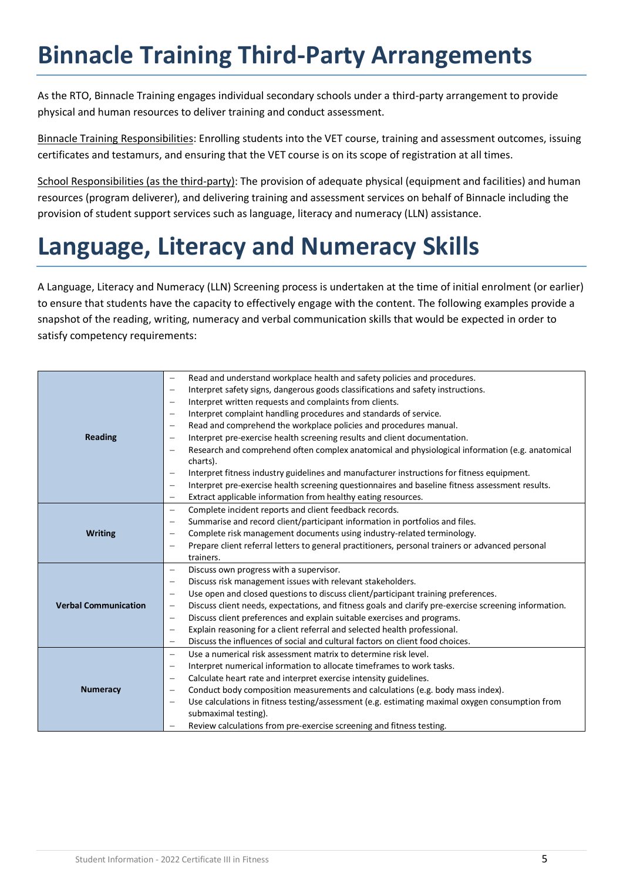# Binnacle Training Third-Party Arrangements

As the RTO, Binnacle Training engages individual secondary schools under a third-party arrangement to provide physical and human resources to deliver training and conduct assessment.

Binnacle Training Responsibilities: Enrolling students into the VET course, training and assessment outcomes, issuing certificates and testamurs, and ensuring that the VET course is on its scope of registration at all times.

School Responsibilities (as the third-party): The provision of adequate physical (equipment and facilities) and human resources (program deliverer), and delivering training and assessment services on behalf of Binnacle including the provision of student support services such as language, literacy and numeracy (LLN) assistance.

# Language, Literacy and Numeracy Skills

A Language, Literacy and Numeracy (LLN) Screening process is undertaken at the time of initial enrolment (or earlier) to ensure that students have the capacity to effectively engage with the content. The following examples provide a snapshot of the reading, writing, numeracy and verbal communication skills that would be expected in order to satisfy competency requirements:

| | |
|---|---|
| **Reading** | – Read and understand workplace health and safety policies and procedures.<br>– Interpret safety signs, dangerous goods classifications and safety instructions.<br>– Interpret written requests and complaints from clients.<br>– Interpret complaint handling procedures and standards of service.<br>– Read and comprehend the workplace policies and procedures manual.<br>– Interpret pre-exercise health screening results and client documentation.<br>– Research and comprehend often complex anatomical and physiological information (e.g. anatomical charts).<br>– Interpret fitness industry guidelines and manufacturer instructions for fitness equipment.<br>– Interpret pre-exercise health screening questionnaires and baseline fitness assessment results.<br>– Extract applicable information from healthy eating resources. |
| **Writing** | – Complete incident reports and client feedback records.<br>– Summarise and record client/participant information in portfolios and files.<br>– Complete risk management documents using industry-related terminology.<br>– Prepare client referral letters to general practitioners, personal trainers or advanced personal trainers. |
| **Verbal Communication** | – Discuss own progress with a supervisor.<br>– Discuss risk management issues with relevant stakeholders.<br>– Use open and closed questions to discuss client/participant training preferences.<br>– Discuss client needs, expectations, and fitness goals and clarify pre-exercise screening information.<br>– Discuss client preferences and explain suitable exercises and programs.<br>– Explain reasoning for a client referral and selected health professional.<br>– Discuss the influences of social and cultural factors on client food choices. |
| **Numeracy** | – Use a numerical risk assessment matrix to determine risk level.<br>– Interpret numerical information to allocate timeframes to work tasks.<br>– Calculate heart rate and interpret exercise intensity guidelines.<br>– Conduct body composition measurements and calculations (e.g. body mass index).<br>– Use calculations in fitness testing/assessment (e.g. estimating maximal oxygen consumption from submaximal testing).<br>– Review calculations from pre-exercise screening and fitness testing. |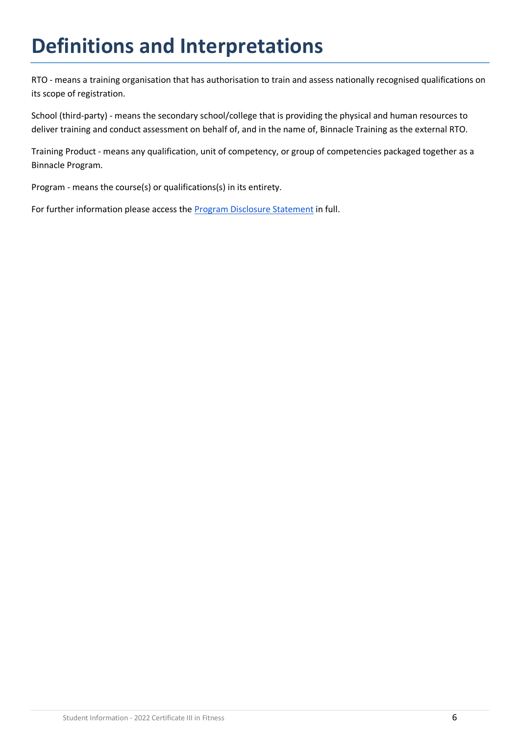# Definitions and Interpretations

RTO - means a training organisation that has authorisation to train and assess nationally recognised qualifications on its scope of registration.

School (third-party) - means the secondary school/college that is providing the physical and human resources to deliver training and conduct assessment on behalf of, and in the name of, Binnacle Training as the external RTO.

Training Product - means any qualification, unit of competency, or group of competencies packaged together as a Binnacle Program.

Program - means the course(s) or qualifications(s) in its entirety.

For further information please access the Program Disclosure Statement in full.